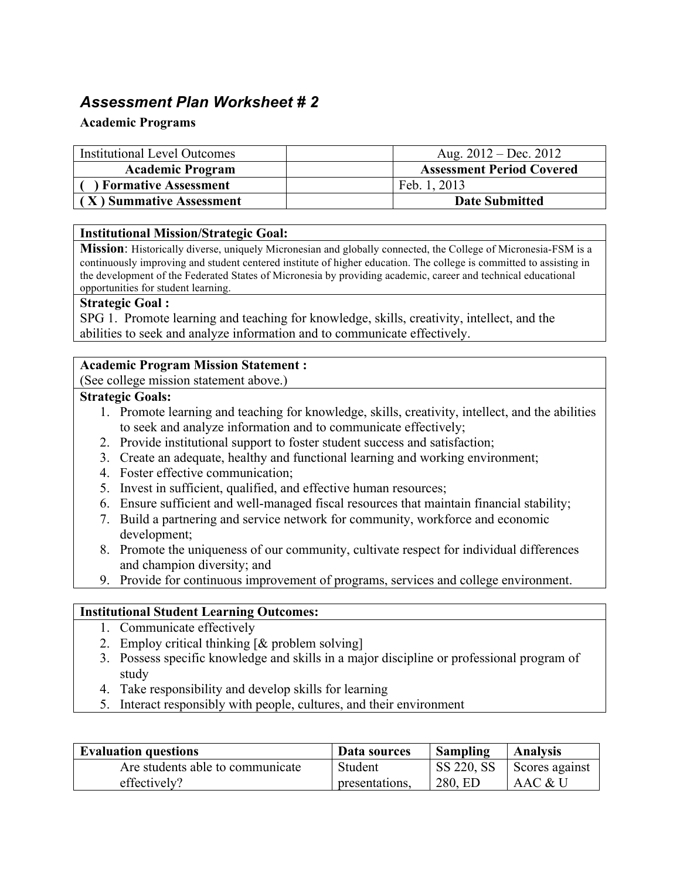## *Assessment Plan Worksheet # 2*

**Academic Programs**

| Institutional Level Outcomes | | Aug. 2012 – Dec. 2012 |
|---|---|---|
| **Academic Program** | | **Assessment Period Covered** |
| **( ) Formative Assessment** | | Feb. 1, 2013 |
| **( X ) Summative Assessment** | | **Date Submitted** |

**Institutional Mission/Strategic Goal:**

**Mission**: Historically diverse, uniquely Micronesian and globally connected, the College of Micronesia-FSM is a continuously improving and student centered institute of higher education. The college is committed to assisting in the development of the Federated States of Micronesia by providing academic, career and technical educational opportunities for student learning.

**Strategic Goal :**

SPG 1. Promote learning and teaching for knowledge, skills, creativity, intellect, and the abilities to seek and analyze information and to communicate effectively.

**Academic Program Mission Statement :**

(See college mission statement above.)

**Strategic Goals:**

1. Promote learning and teaching for knowledge, skills, creativity, intellect, and the abilities to seek and analyze information and to communicate effectively;
2. Provide institutional support to foster student success and satisfaction;
3. Create an adequate, healthy and functional learning and working environment;
4. Foster effective communication;
5. Invest in sufficient, qualified, and effective human resources;
6. Ensure sufficient and well-managed fiscal resources that maintain financial stability;
7. Build a partnering and service network for community, workforce and economic development;
8. Promote the uniqueness of our community, cultivate respect for individual differences and champion diversity; and
9. Provide for continuous improvement of programs, services and college environment.

**Institutional Student Learning Outcomes:**

1. Communicate effectively
2. Employ critical thinking [& problem solving]
3. Possess specific knowledge and skills in a major discipline or professional program of study
4. Take responsibility and develop skills for learning
5. Interact responsibly with people, cultures, and their environment

| Evaluation questions | Data sources | Sampling | Analysis |
|---|---|---|---|
| Are students able to communicate effectively? | Student presentations, | SS 220, SS 280, ED | Scores against AAC & U |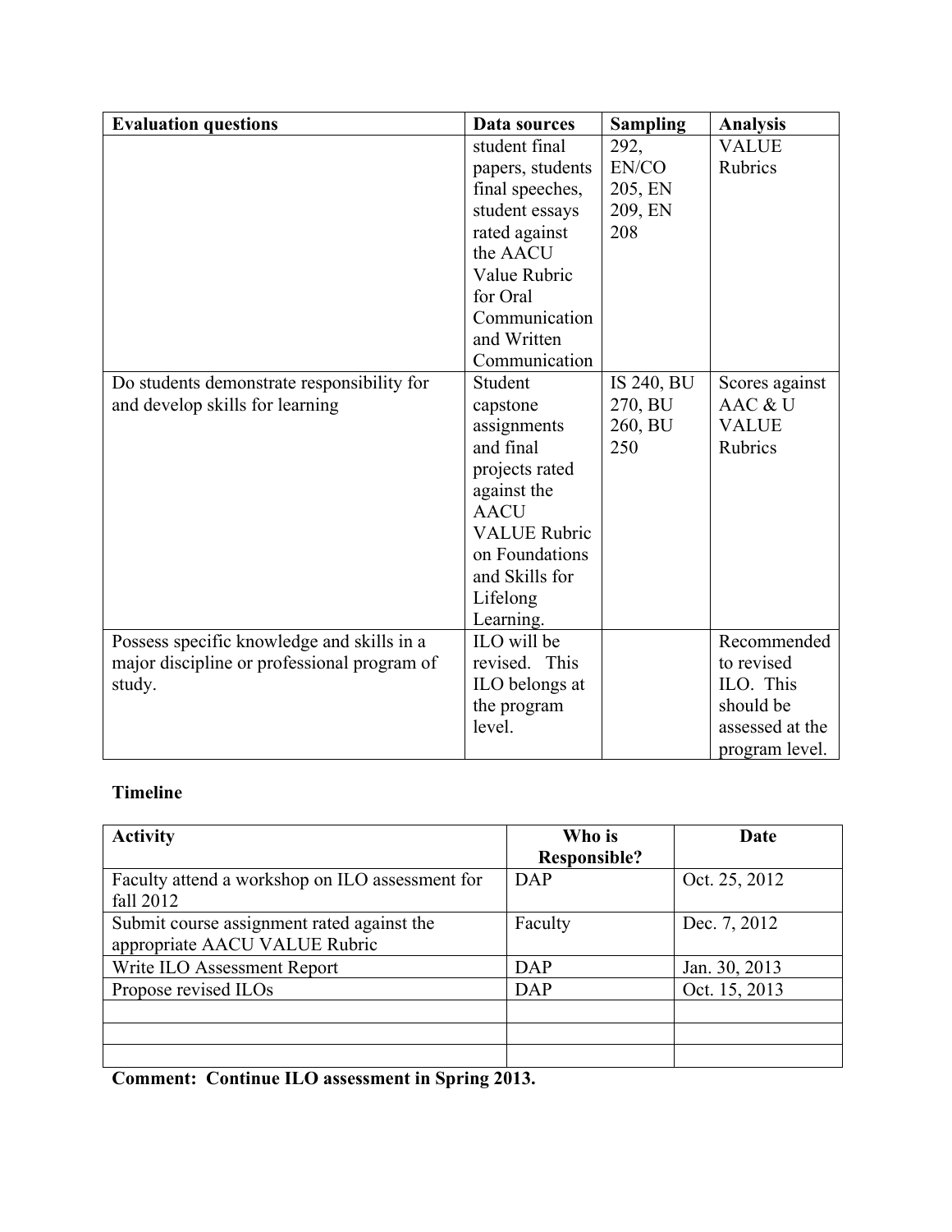| Evaluation questions | Data sources | Sampling | Analysis |
|---|---|---|---|
| | student final papers, students final speeches, student essays rated against the AACU Value Rubric for Oral Communication and Written Communication | 292, EN/CO 205, EN 209, EN 208 | VALUE Rubrics |
| Do students demonstrate responsibility for and develop skills for learning | Student capstone assignments and final projects rated against the AACU VALUE Rubric on Foundations and Skills for Lifelong Learning. | IS 240, BU 270, BU 260, BU 250 | Scores against AAC & U VALUE Rubrics |
| Possess specific knowledge and skills in a major discipline or professional program of study. | ILO will be revised. This ILO belongs at the program level. | | Recommended to revised ILO. This should be assessed at the program level. |

**Timeline**

| Activity | Who is Responsible? | Date |
|---|---|---|
| Faculty attend a workshop on ILO assessment for fall 2012 | DAP | Oct. 25, 2012 |
| Submit course assignment rated against the appropriate AACU VALUE Rubric | Faculty | Dec. 7, 2012 |
| Write ILO Assessment Report | DAP | Jan. 30, 2013 |
| Propose revised ILOs | DAP | Oct. 15, 2013 |
| | | |
| | | |
| | | |

**Comment: Continue ILO assessment in Spring 2013.**